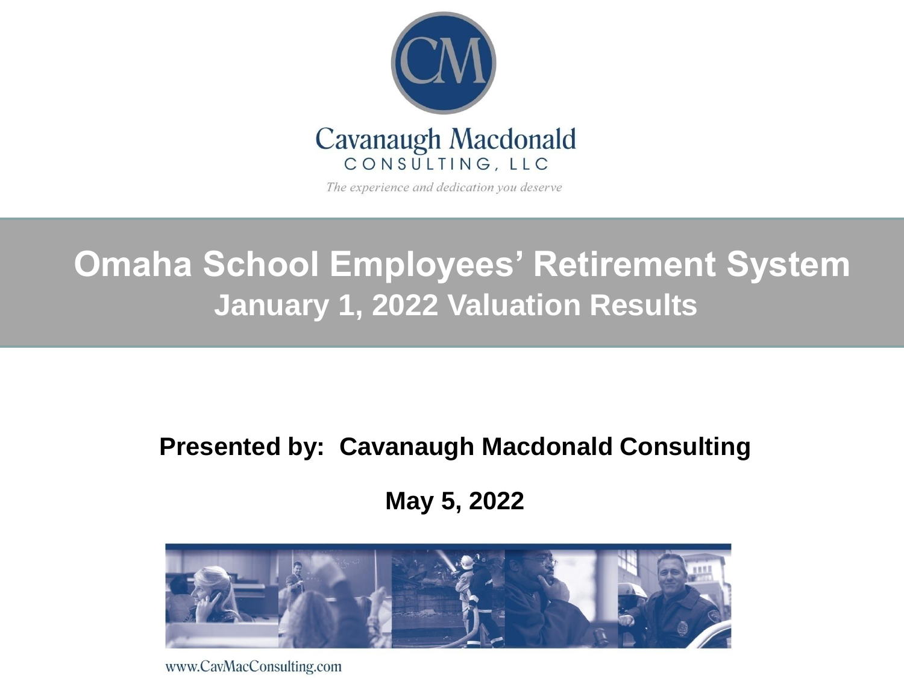Cavanaugh Macdonald

CONSULTING, LLC

*The experience and dedication you deserve*

# Omaha School Employees' Retirement System

## January 1, 2022 Valuation Results

**Presented by: Cavanaugh Macdonald Consulting**

**May 5, 2022**

www.CavMacConsulting.com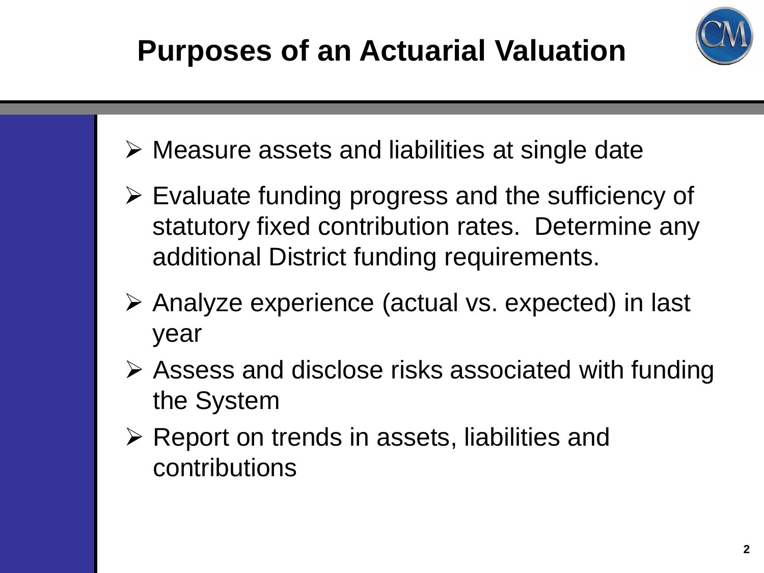# Purposes of an Actuarial Valuation

- Measure assets and liabilities at single date
- Evaluate funding progress and the sufficiency of statutory fixed contribution rates. Determine any additional District funding requirements.
- Analyze experience (actual vs. expected) in last year
- Assess and disclose risks associated with funding the System
- Report on trends in assets, liabilities and contributions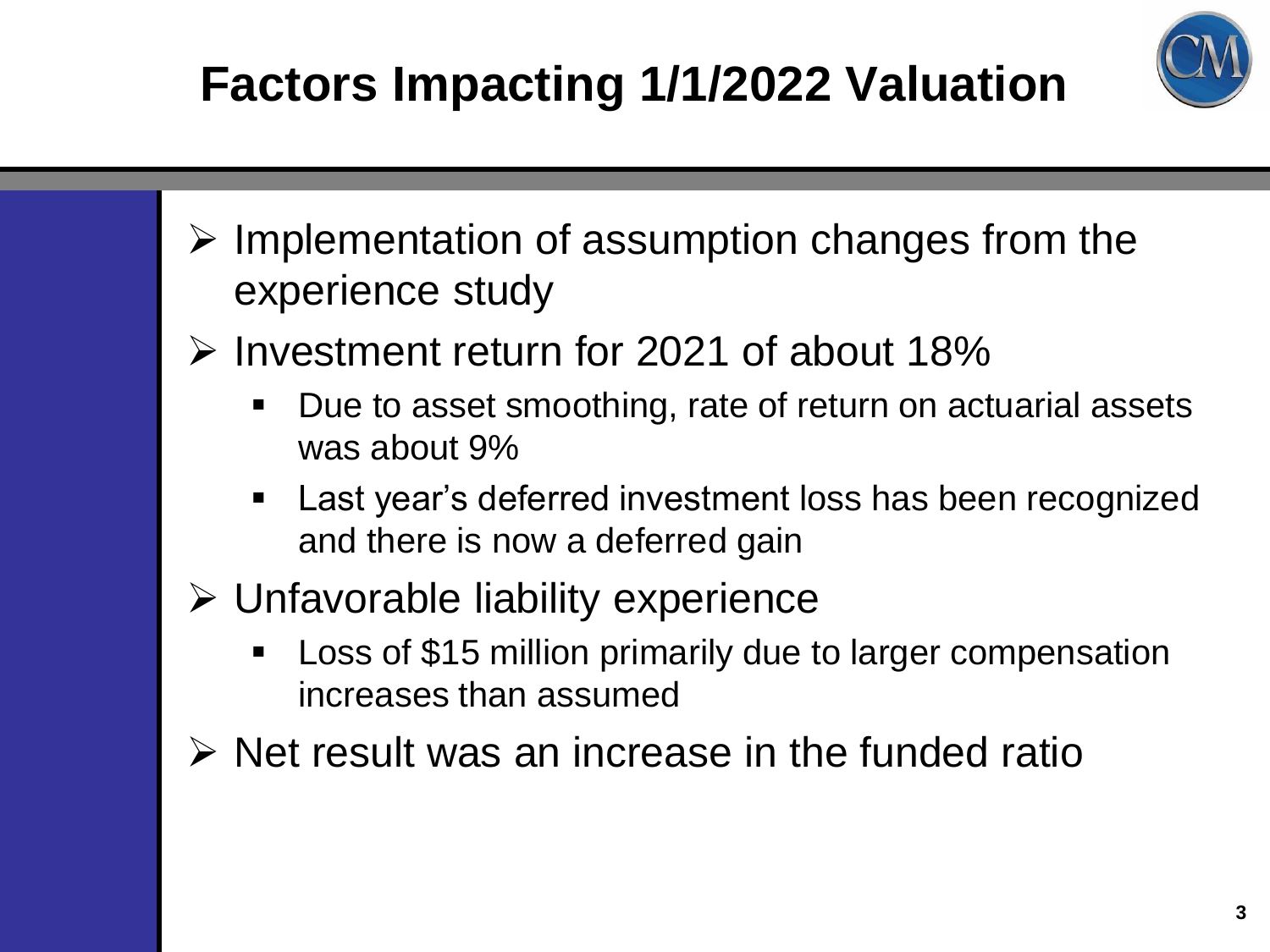# Factors Impacting 1/1/2022 Valuation

- Implementation of assumption changes from the experience study
- Investment return for 2021 of about 18%
  - Due to asset smoothing, rate of return on actuarial assets was about 9%
  - Last year's deferred investment loss has been recognized and there is now a deferred gain
- Unfavorable liability experience
  - Loss of $15 million primarily due to larger compensation increases than assumed
- Net result was an increase in the funded ratio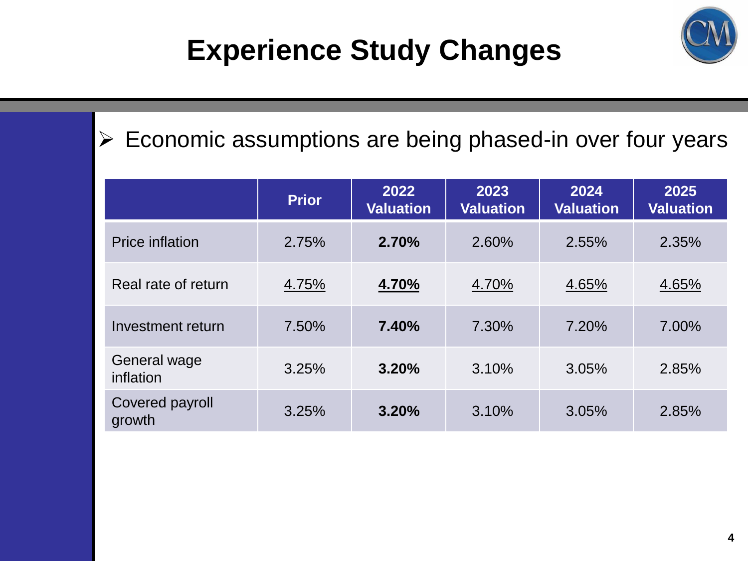# Experience Study Changes

- Economic assumptions are being phased-in over four years

| | Prior | 2022 Valuation | 2023 Valuation | 2024 Valuation | 2025 Valuation |
|---|---|---|---|---|---|
| Price inflation | 2.75% | **2.70%** | 2.60% | 2.55% | 2.35% |
| Real rate of return | 4.75% | **4.70%** | 4.70% | 4.65% | 4.65% |
| Investment return | 7.50% | **7.40%** | 7.30% | 7.20% | 7.00% |
| General wage inflation | 3.25% | **3.20%** | 3.10% | 3.05% | 2.85% |
| Covered payroll growth | 3.25% | **3.20%** | 3.10% | 3.05% | 2.85% |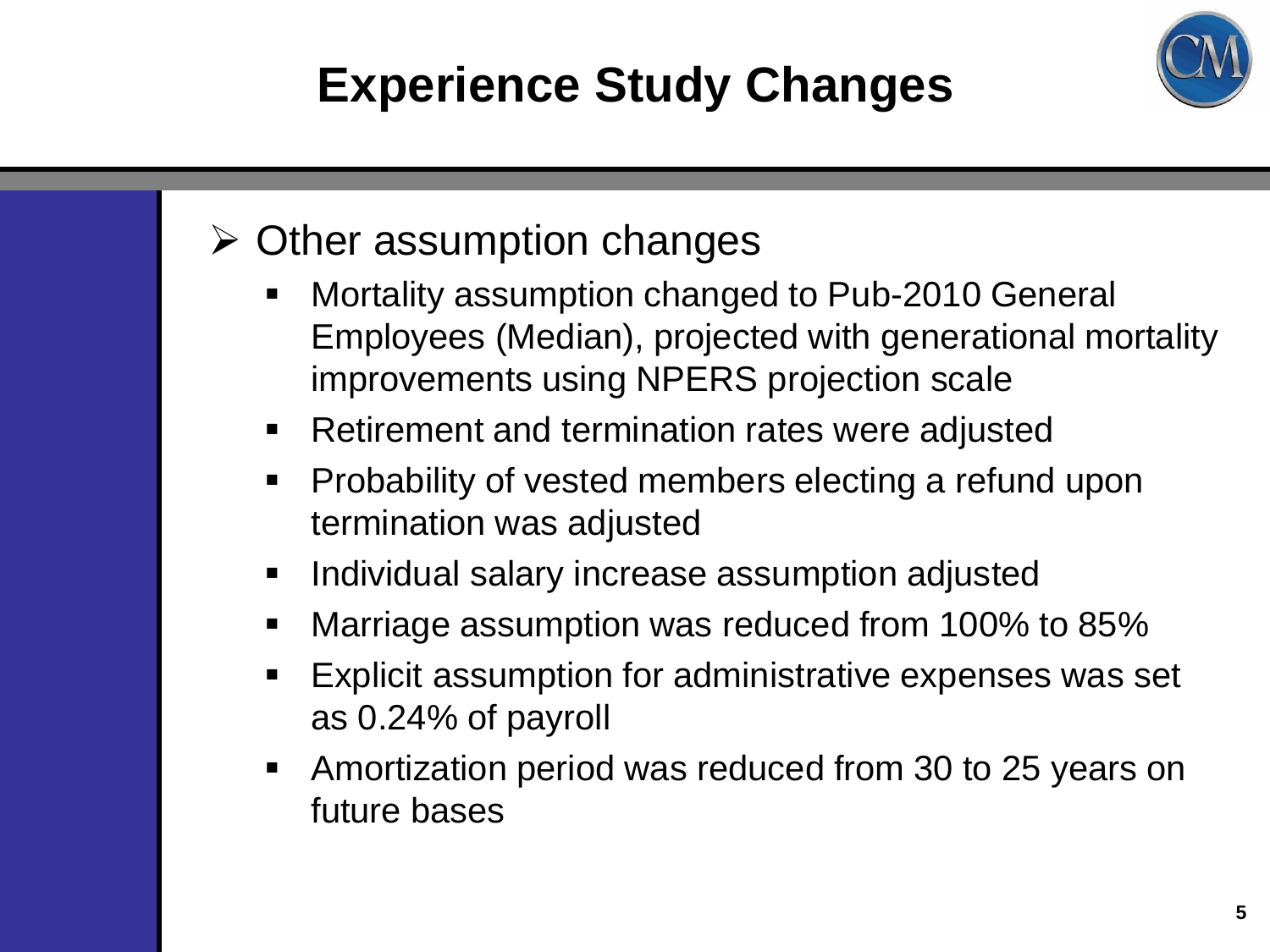# Experience Study Changes

- Other assumption changes
  - Mortality assumption changed to Pub-2010 General Employees (Median), projected with generational mortality improvements using NPERS projection scale
  - Retirement and termination rates were adjusted
  - Probability of vested members electing a refund upon termination was adjusted
  - Individual salary increase assumption adjusted
  - Marriage assumption was reduced from 100% to 85%
  - Explicit assumption for administrative expenses was set as 0.24% of payroll
  - Amortization period was reduced from 30 to 25 years on future bases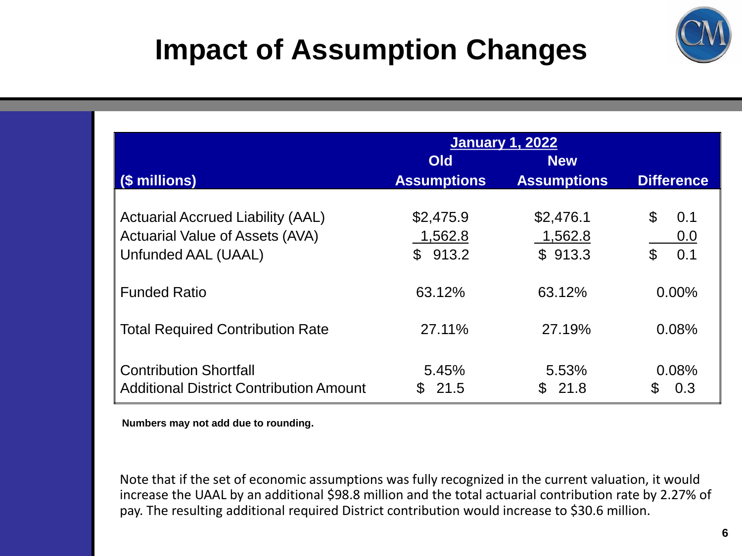# Impact of Assumption Changes

| ($ millions) | January 1, 2022 Old Assumptions | New Assumptions | Difference |
|---|---|---|---|
| Actuarial Accrued Liability (AAL) | $2,475.9 | $2,476.1 | $ 0.1 |
| Actuarial Value of Assets (AVA) | 1,562.8 | 1,562.8 | 0.0 |
| Unfunded AAL (UAAL) | $ 913.2 | $ 913.3 | $ 0.1 |
| Funded Ratio | 63.12% | 63.12% | 0.00% |
| Total Required Contribution Rate | 27.11% | 27.19% | 0.08% |
| Contribution Shortfall | 5.45% | 5.53% | 0.08% |
| Additional District Contribution Amount | $ 21.5 | $ 21.8 | $ 0.3 |

**Numbers may not add due to rounding.**

Note that if the set of economic assumptions was fully recognized in the current valuation, it would increase the UAAL by an additional $98.8 million and the total actuarial contribution rate by 2.27% of pay. The resulting additional required District contribution would increase to $30.6 million.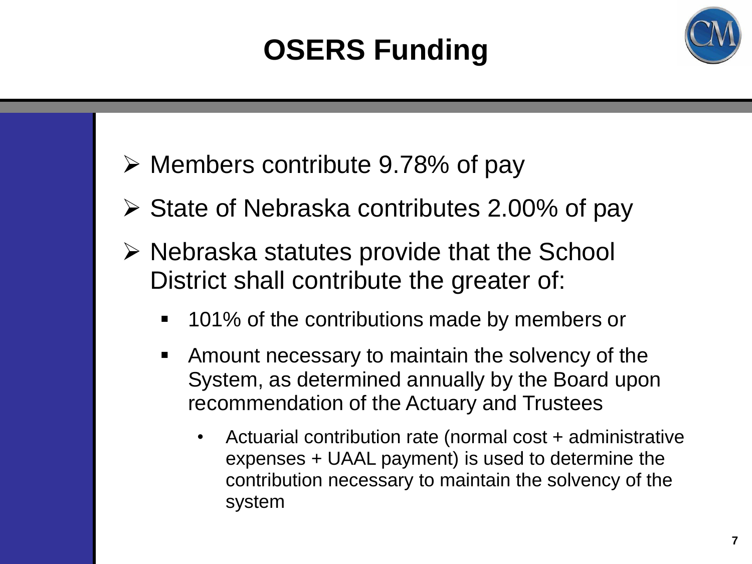# OSERS Funding

- Members contribute 9.78% of pay
- State of Nebraska contributes 2.00% of pay
- Nebraska statutes provide that the School District shall contribute the greater of:
  - 101% of the contributions made by members or
  - Amount necessary to maintain the solvency of the System, as determined annually by the Board upon recommendation of the Actuary and Trustees
    - Actuarial contribution rate (normal cost + administrative expenses + UAAL payment) is used to determine the contribution necessary to maintain the solvency of the system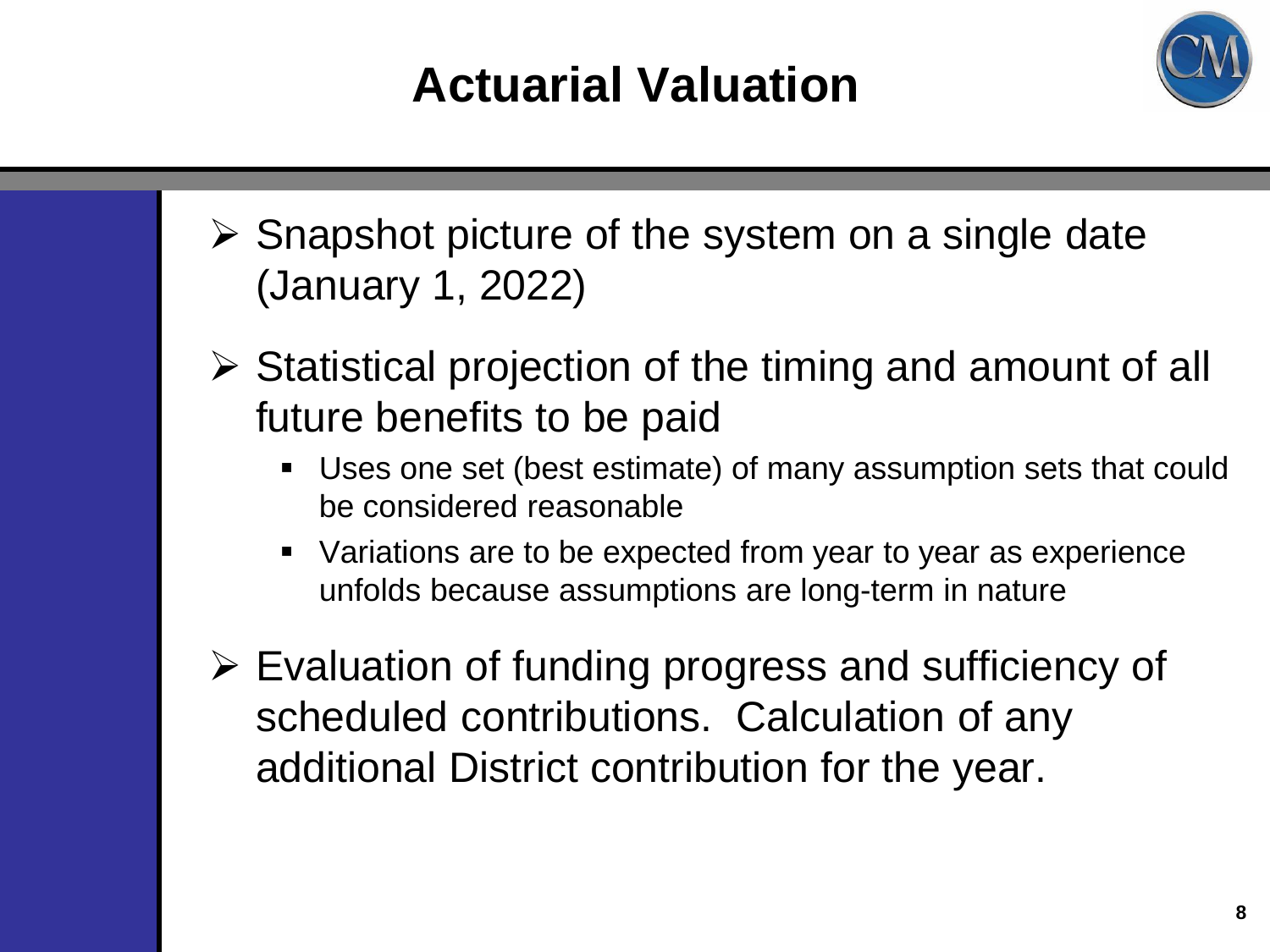# Actuarial Valuation

- Snapshot picture of the system on a single date (January 1, 2022)
- Statistical projection of the timing and amount of all future benefits to be paid
  - Uses one set (best estimate) of many assumption sets that could be considered reasonable
  - Variations are to be expected from year to year as experience unfolds because assumptions are long-term in nature
- Evaluation of funding progress and sufficiency of scheduled contributions. Calculation of any additional District contribution for the year.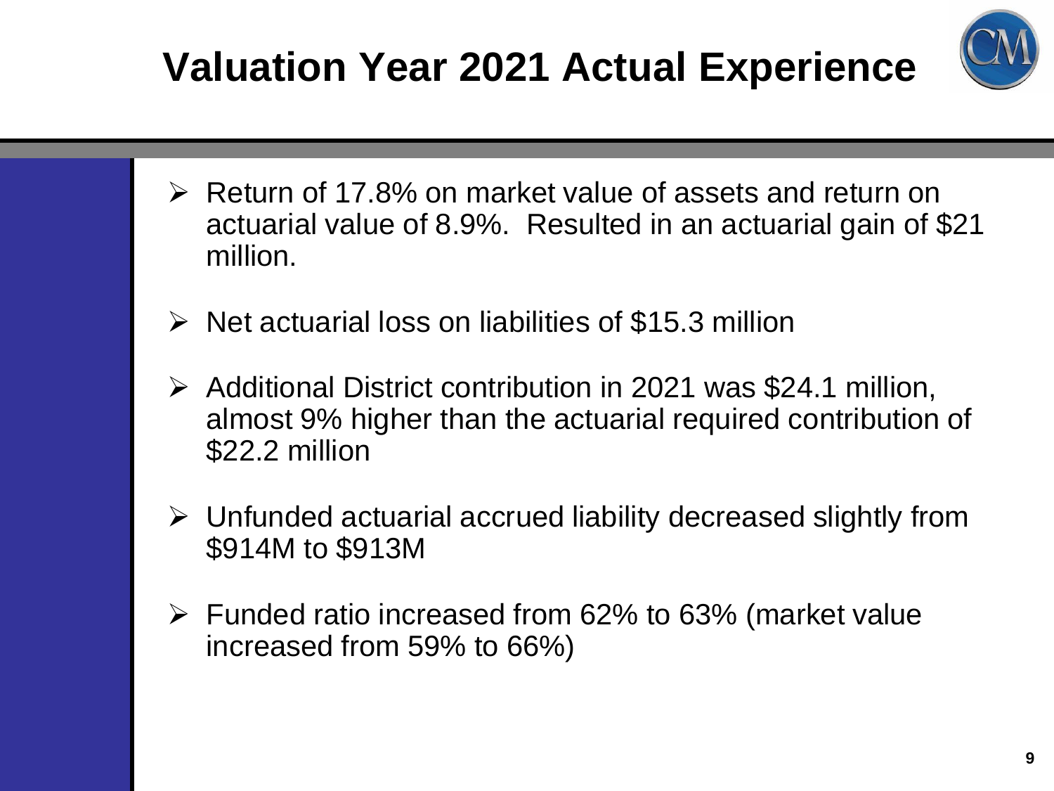# Valuation Year 2021 Actual Experience

- Return of 17.8% on market value of assets and return on actuarial value of 8.9%. Resulted in an actuarial gain of $21 million.
- Net actuarial loss on liabilities of $15.3 million
- Additional District contribution in 2021 was $24.1 million, almost 9% higher than the actuarial required contribution of $22.2 million
- Unfunded actuarial accrued liability decreased slightly from $914M to $913M
- Funded ratio increased from 62% to 63% (market value increased from 59% to 66%)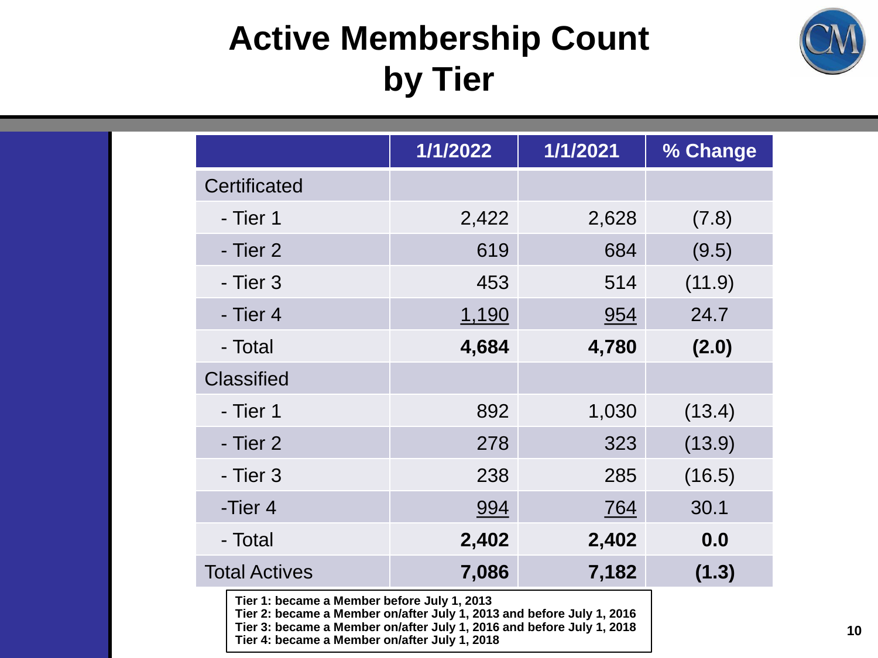# Active Membership Count by Tier

| | 1/1/2022 | 1/1/2021 | % Change |
|---|---|---|---|
| Certificated | | | |
| - Tier 1 | 2,422 | 2,628 | (7.8) |
| - Tier 2 | 619 | 684 | (9.5) |
| - Tier 3 | 453 | 514 | (11.9) |
| - Tier 4 | 1,190 | 954 | 24.7 |
| - Total | **4,684** | **4,780** | **(2.0)** |
| Classified | | | |
| - Tier 1 | 892 | 1,030 | (13.4) |
| - Tier 2 | 278 | 323 | (13.9) |
| - Tier 3 | 238 | 285 | (16.5) |
| -Tier 4 | 994 | 764 | 30.1 |
| - Total | **2,402** | **2,402** | **0.0** |
| Total Actives | **7,086** | **7,182** | **(1.3)** |

**Tier 1: became a Member before July 1, 2013**
**Tier 2: became a Member on/after July 1, 2013 and before July 1, 2016**
**Tier 3: became a Member on/after July 1, 2016 and before July 1, 2018**
**Tier 4: became a Member on/after July 1, 2018**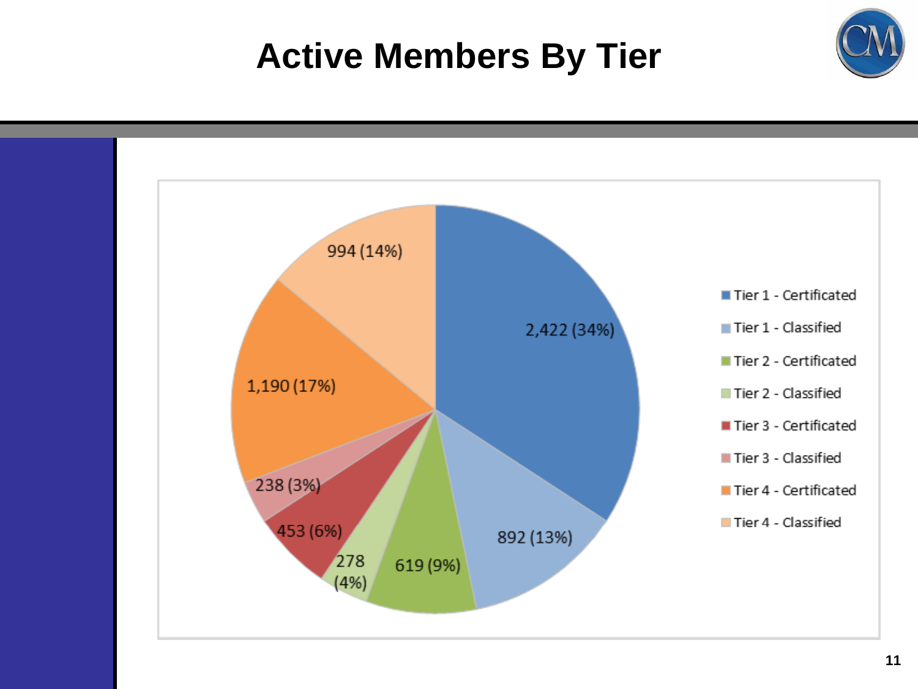# Active Members By Tier

| Category | Members |
| --- | --- |
| Tier 1 - Certificated | 2,422 (34%) |
| Tier 1 - Classified | 892 (13%) |
| Tier 2 - Certificated | 619 (9%) |
| Tier 2 - Classified | 278 (4%) |
| Tier 3 - Certificated | 453 (6%) |
| Tier 3 - Classified | 238 (3%) |
| Tier 4 - Certificated | 1,190 (17%) |
| Tier 4 - Classified | 994 (14%) |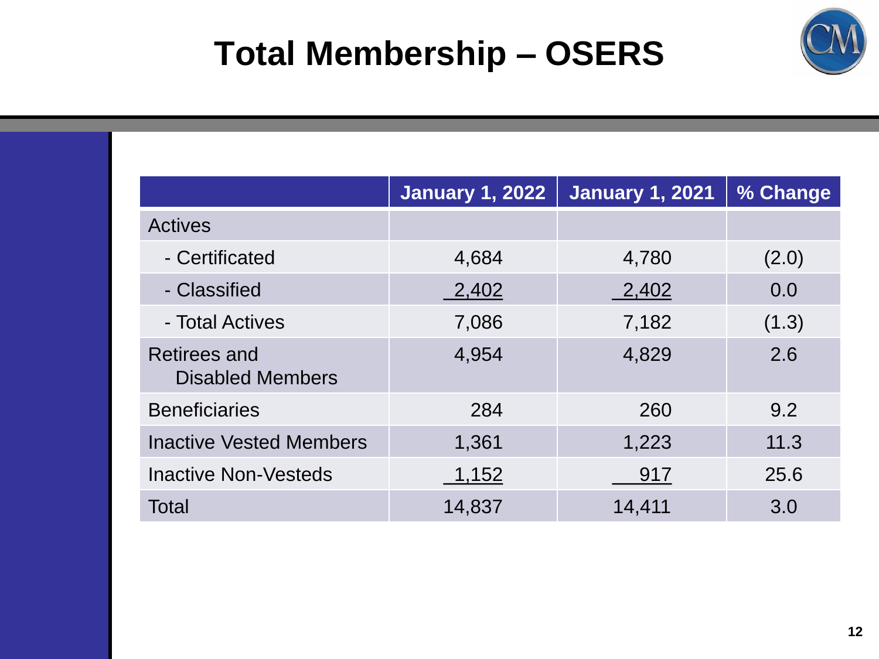# Total Membership – OSERS

| | January 1, 2022 | January 1, 2021 | % Change |
|---|---|---|---|
| Actives | | | |
| - Certificated | 4,684 | 4,780 | (2.0) |
| - Classified | 2,402 | 2,402 | 0.0 |
| - Total Actives | 7,086 | 7,182 | (1.3) |
| Retirees and Disabled Members | 4,954 | 4,829 | 2.6 |
| Beneficiaries | 284 | 260 | 9.2 |
| Inactive Vested Members | 1,361 | 1,223 | 11.3 |
| Inactive Non-Vesteds | 1,152 | 917 | 25.6 |
| Total | 14,837 | 14,411 | 3.0 |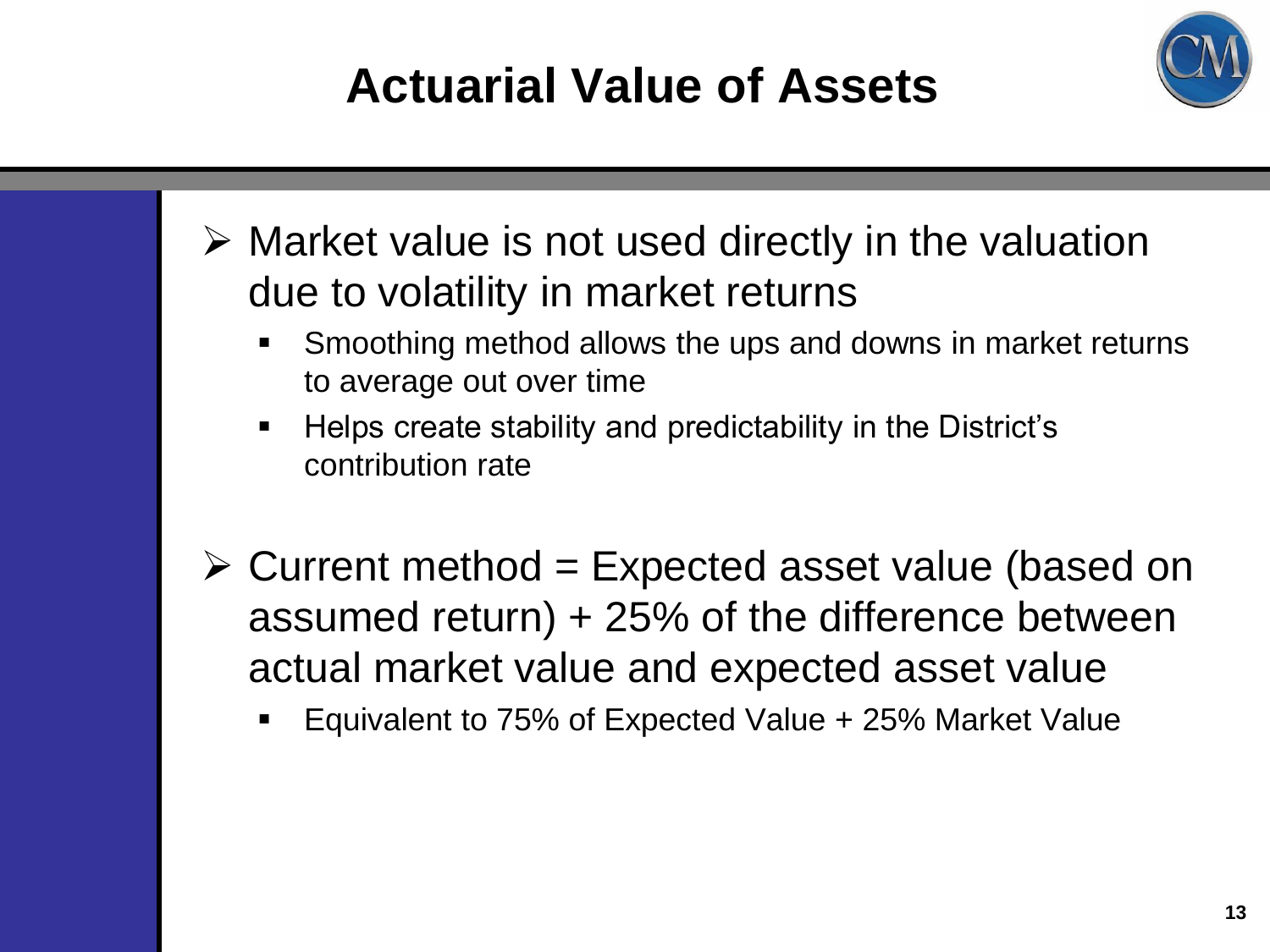# Actuarial Value of Assets

- Market value is not used directly in the valuation due to volatility in market returns
  - Smoothing method allows the ups and downs in market returns to average out over time
  - Helps create stability and predictability in the District's contribution rate

- Current method = Expected asset value (based on assumed return) + 25% of the difference between actual market value and expected asset value
  - Equivalent to 75% of Expected Value + 25% Market Value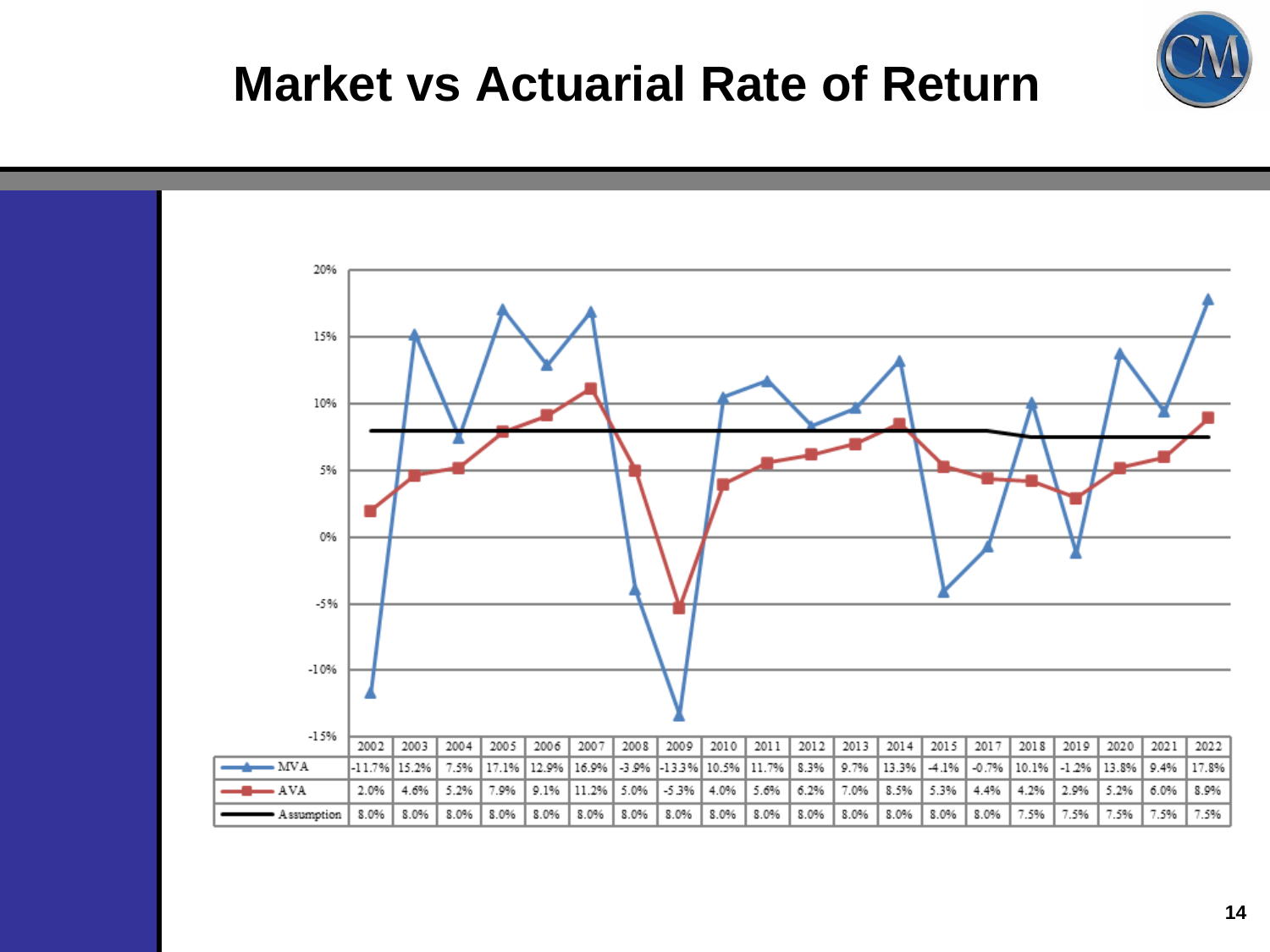# Market vs Actuarial Rate of Return

| | 2002 | 2003 | 2004 | 2005 | 2006 | 2007 | 2008 | 2009 | 2010 | 2011 | 2012 | 2013 | 2014 | 2015 | 2017 | 2018 | 2019 | 2020 | 2021 | 2022 |
|---|---|---|---|---|---|---|---|---|---|---|---|---|---|---|---|---|---|---|---|---|
| MVA | -11.7% | 15.2% | 7.5% | 17.1% | 12.9% | 16.9% | -3.9% | -13.3% | 10.5% | 11.7% | 8.3% | 9.7% | 13.3% | -4.1% | -0.7% | 10.1% | -1.2% | 13.8% | 9.4% | 17.8% |
| AVA | 2.0% | 4.6% | 5.2% | 7.9% | 9.1% | 11.2% | 5.0% | -5.3% | 4.0% | 5.6% | 6.2% | 7.0% | 8.5% | 5.3% | 4.4% | 4.2% | 2.9% | 5.2% | 6.0% | 8.9% |
| Assumption | 8.0% | 8.0% | 8.0% | 8.0% | 8.0% | 8.0% | 8.0% | 8.0% | 8.0% | 8.0% | 8.0% | 8.0% | 8.0% | 8.0% | 8.0% | 7.5% | 7.5% | 7.5% | 7.5% | 7.5% |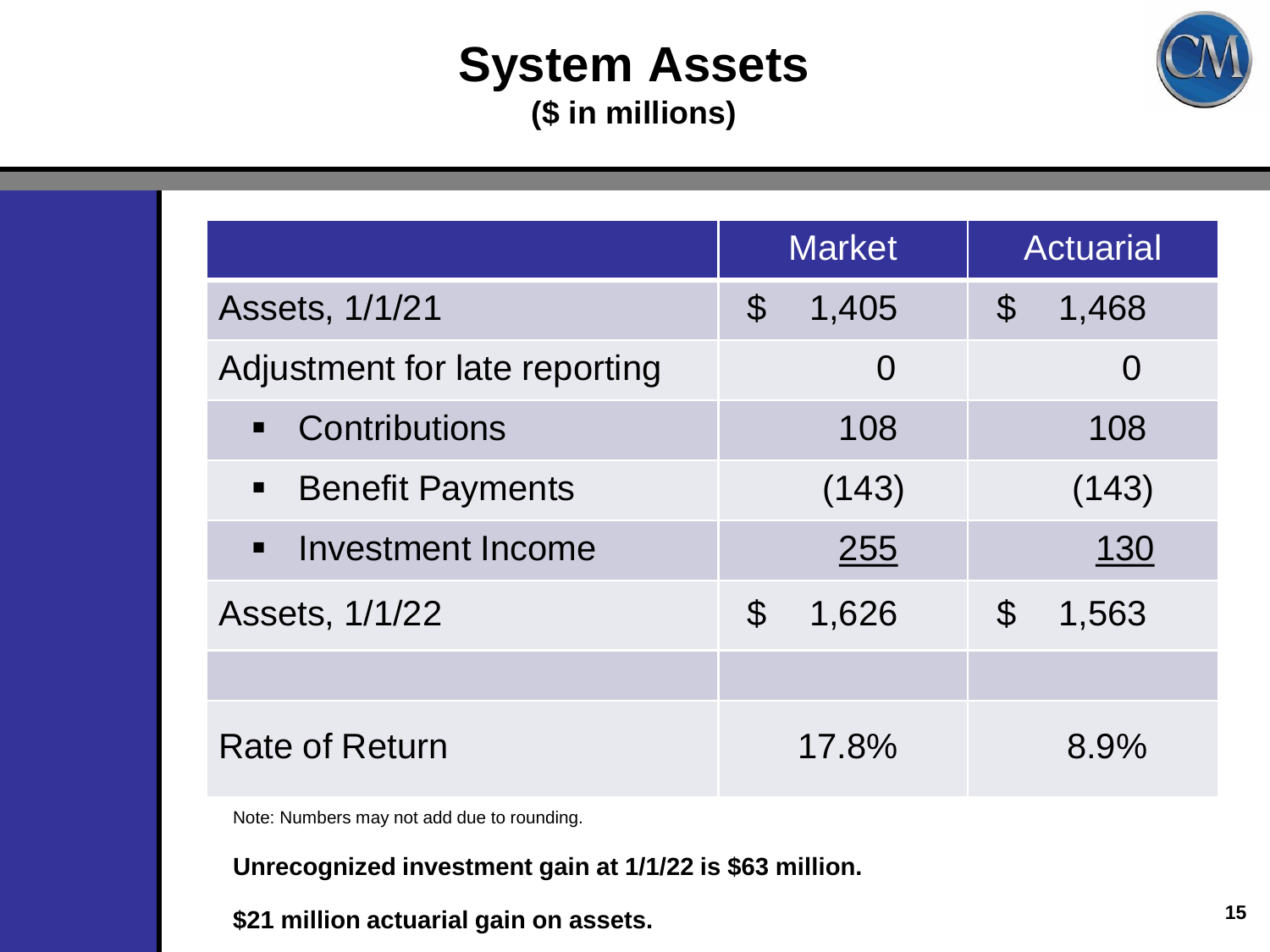# System Assets

**($ in millions)**

| | Market | Actuarial |
|---|---|---|
| Assets, 1/1/21 | $ 1,405 | $ 1,468 |
| Adjustment for late reporting | 0 | 0 |
| ▪ Contributions | 108 | 108 |
| ▪ Benefit Payments | (143) | (143) |
| ▪ Investment Income | 255 | 130 |
| Assets, 1/1/22 | $ 1,626 | $ 1,563 |
| | | |
| Rate of Return | 17.8% | 8.9% |

Note: Numbers may not add due to rounding.

**Unrecognized investment gain at 1/1/22 is $63 million.**

**$21 million actuarial gain on assets.**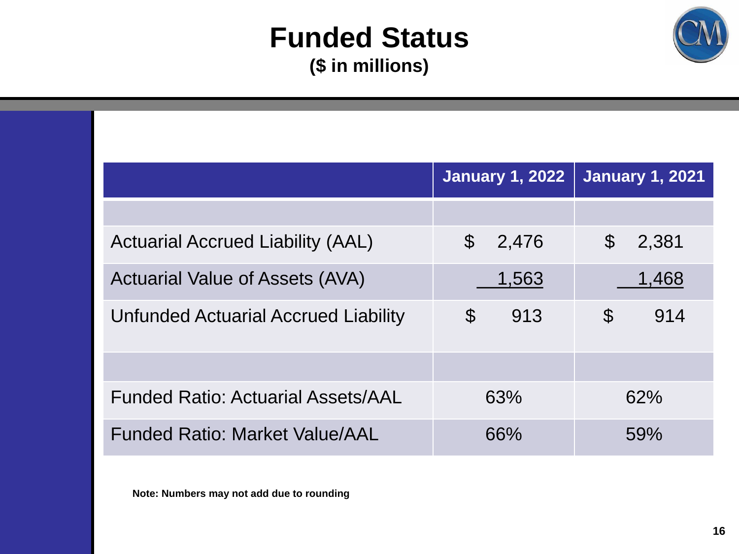# Funded Status

**($ in millions)**

| | January 1, 2022 | January 1, 2021 |
|---|---|---|
| | | |
| Actuarial Accrued Liability (AAL) | $ 2,476 | $ 2,381 |
| Actuarial Value of Assets (AVA) | 1,563 | 1,468 |
| Unfunded Actuarial Accrued Liability | $ 913 | $ 914 |
| | | |
| Funded Ratio: Actuarial Assets/AAL | 63% | 62% |
| Funded Ratio: Market Value/AAL | 66% | 59% |

**Note: Numbers may not add due to rounding**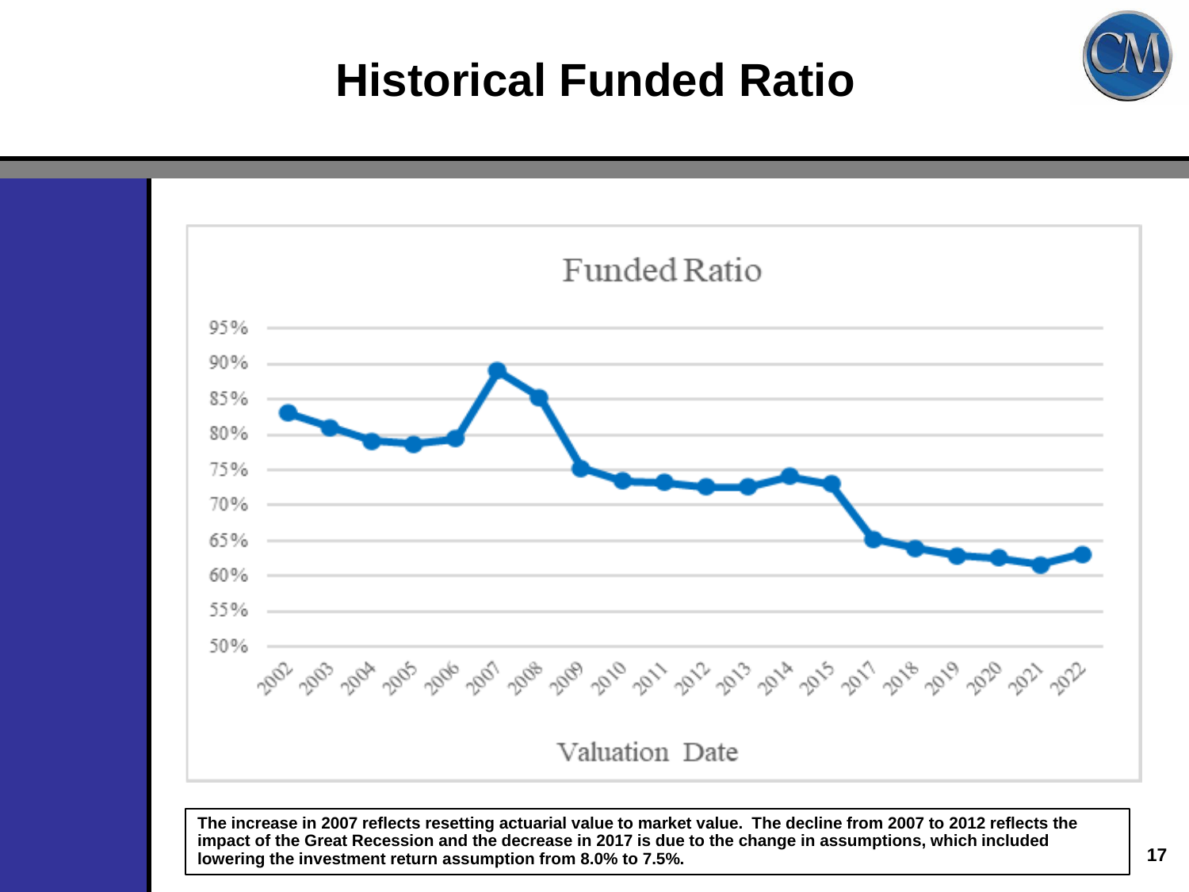# Historical Funded Ratio

**Funded Ratio**

| Valuation Date | Funded Ratio (approx.) |
|---|---|
| 2002 | 83% |
| 2003 | 81% |
| 2004 | 79% |
| 2005 | 78.5% |
| 2006 | 79.5% |
| 2007 | 89% |
| 2008 | 85% |
| 2009 | 75% |
| 2010 | 73.5% |
| 2011 | 73% |
| 2012 | 72.5% |
| 2013 | 72.5% |
| 2014 | 74% |
| 2015 | 73% |
| 2017 | 65% |
| 2018 | 64% |
| 2019 | 63% |
| 2020 | 62.5% |
| 2021 | 61.5% |
| 2022 | 63% |

**The increase in 2007 reflects resetting actuarial value to market value. The decline from 2007 to 2012 reflects the impact of the Great Recession and the decrease in 2017 is due to the change in assumptions, which included lowering the investment return assumption from 8.0% to 7.5%.**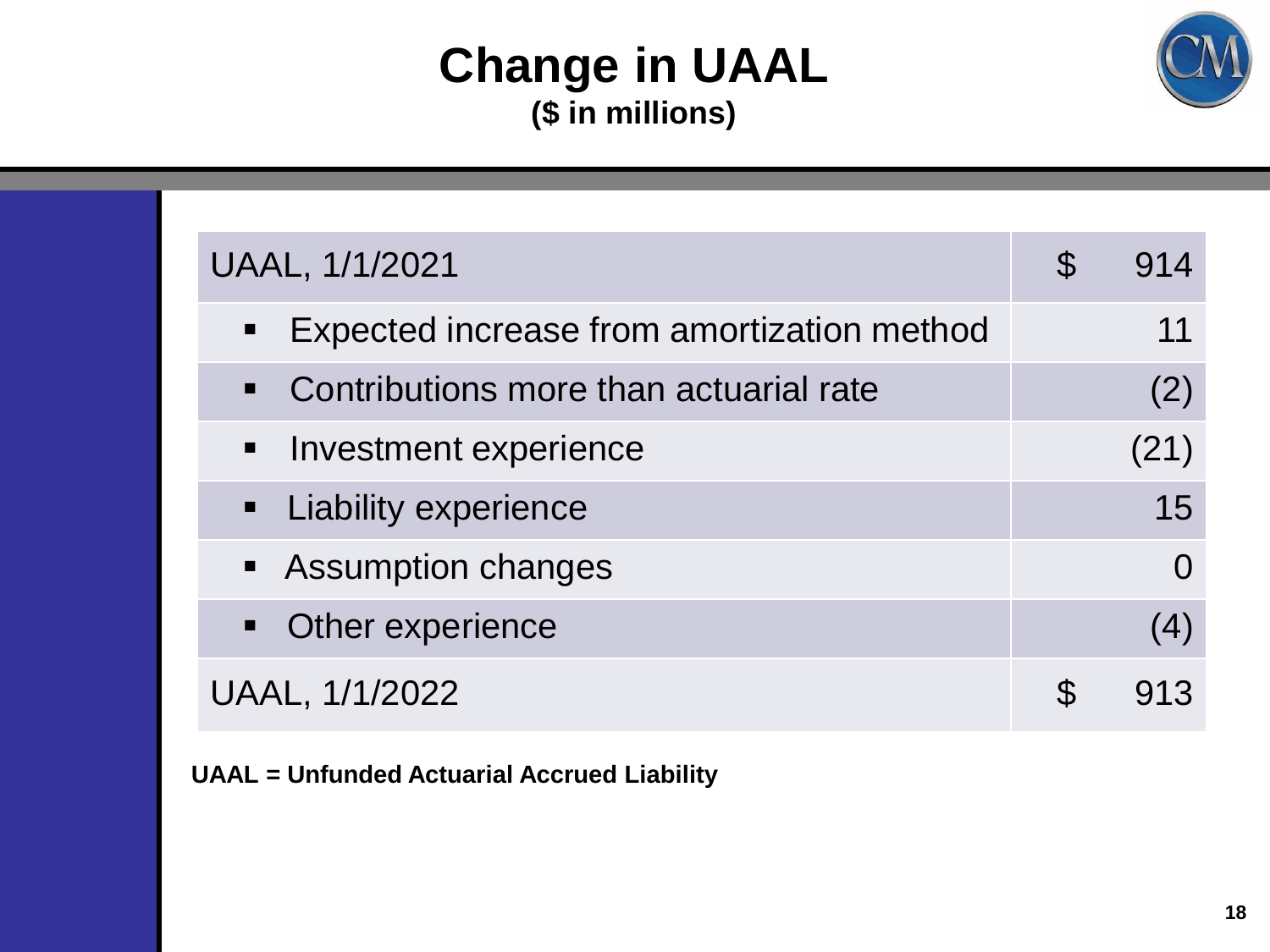# Change in UAAL

**($ in millions)**

| | |
|---|---|
| UAAL, 1/1/2021 | $ 914 |
| ▪ Expected increase from amortization method | 11 |
| ▪ Contributions more than actuarial rate | (2) |
| ▪ Investment experience | (21) |
| ▪ Liability experience | 15 |
| ▪ Assumption changes | 0 |
| ▪ Other experience | (4) |
| UAAL, 1/1/2022 | $ 913 |

**UAAL = Unfunded Actuarial Accrued Liability**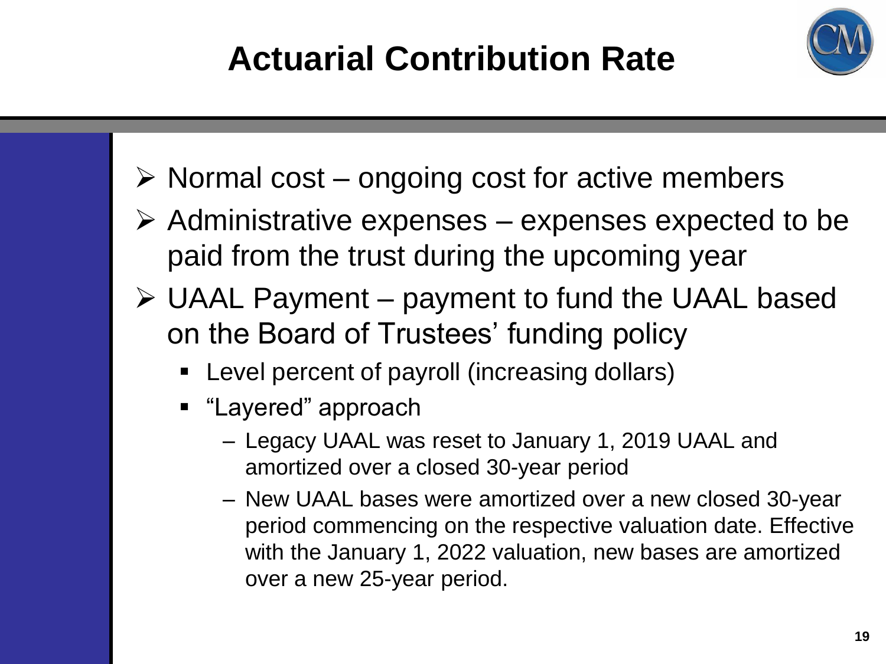# Actuarial Contribution Rate

- Normal cost – ongoing cost for active members
- Administrative expenses – expenses expected to be paid from the trust during the upcoming year
- UAAL Payment – payment to fund the UAAL based on the Board of Trustees' funding policy
  - Level percent of payroll (increasing dollars)
  - "Layered" approach
    - Legacy UAAL was reset to January 1, 2019 UAAL and amortized over a closed 30-year period
    - New UAAL bases were amortized over a new closed 30-year period commencing on the respective valuation date. Effective with the January 1, 2022 valuation, new bases are amortized over a new 25-year period.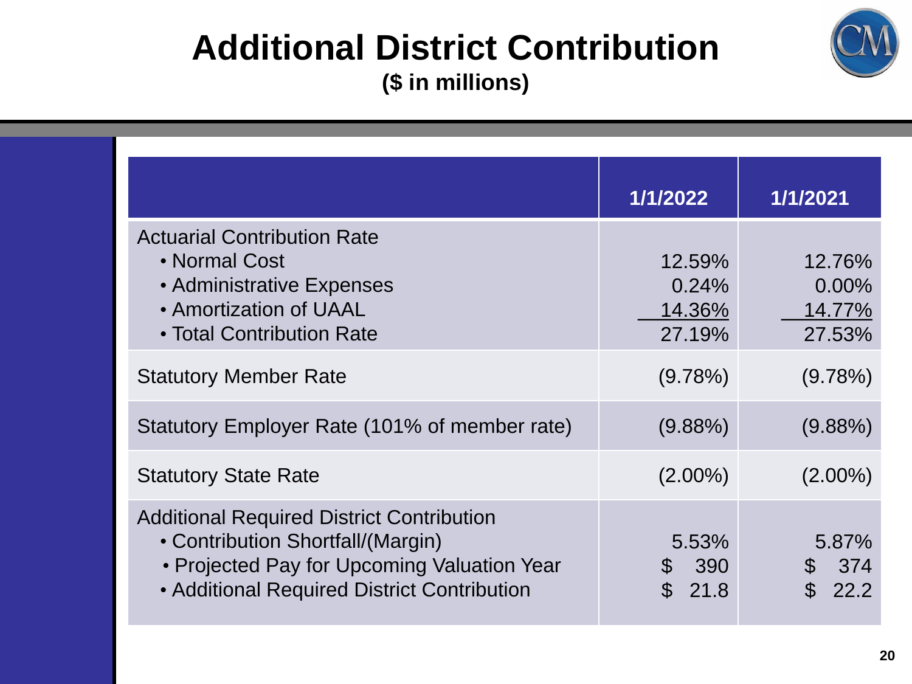# Additional District Contribution

**($ in millions)**

| | 1/1/2022 | 1/1/2021 |
|---|---|---|
| Actuarial Contribution Rate | | |
| • Normal Cost | 12.59% | 12.76% |
| • Administrative Expenses | 0.24% | 0.00% |
| • Amortization of UAAL | 14.36% | 14.77% |
| • Total Contribution Rate | 27.19% | 27.53% |
| Statutory Member Rate | (9.78%) | (9.78%) |
| Statutory Employer Rate (101% of member rate) | (9.88%) | (9.88%) |
| Statutory State Rate | (2.00%) | (2.00%) |
| Additional Required District Contribution | | |
| • Contribution Shortfall/(Margin) | 5.53% | 5.87% |
| • Projected Pay for Upcoming Valuation Year | $ 390 | $ 374 |
| • Additional Required District Contribution | $ 21.8 | $ 22.2 |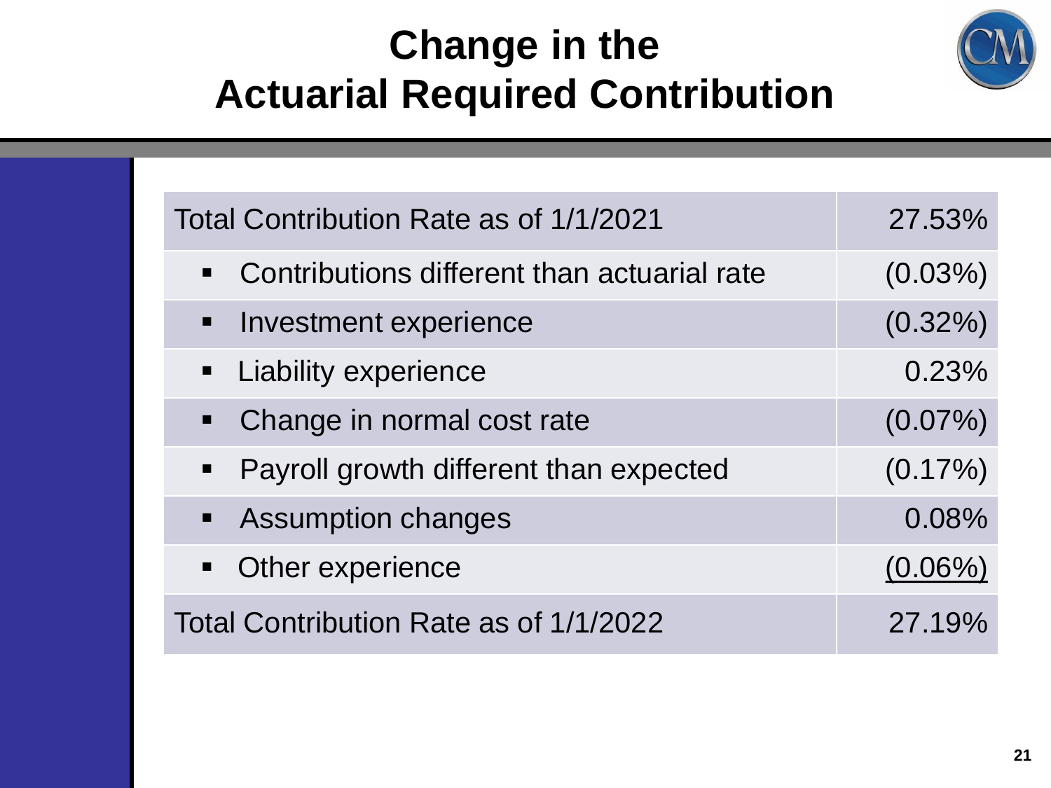# Change in the Actuarial Required Contribution

| | |
|---|---|
| Total Contribution Rate as of 1/1/2021 | 27.53% |
| ▪ Contributions different than actuarial rate | (0.03%) |
| ▪ Investment experience | (0.32%) |
| ▪ Liability experience | 0.23% |
| ▪ Change in normal cost rate | (0.07%) |
| ▪ Payroll growth different than expected | (0.17%) |
| ▪ Assumption changes | 0.08% |
| ▪ Other experience | (0.06%) |
| Total Contribution Rate as of 1/1/2022 | 27.19% |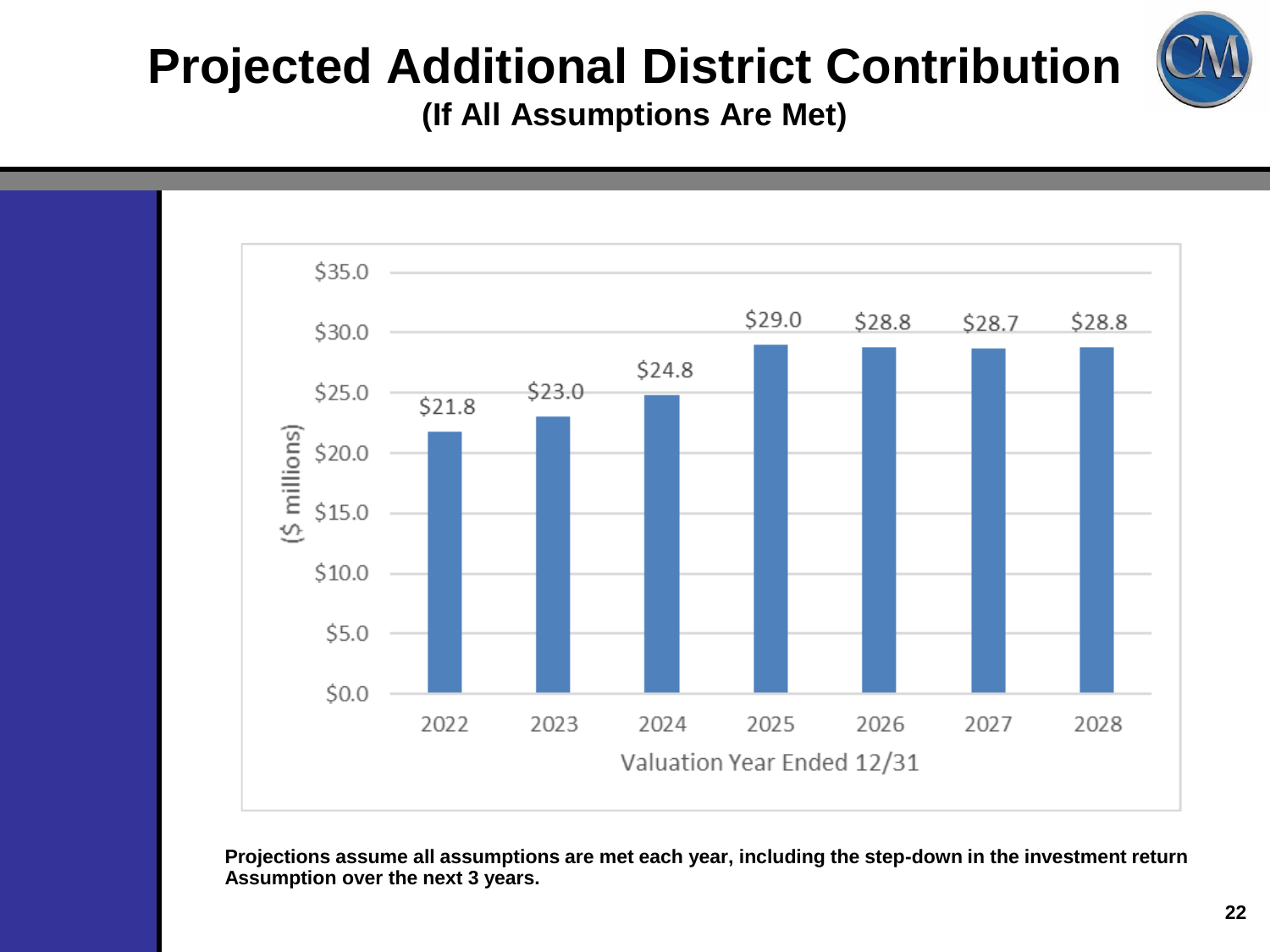# Projected Additional District Contribution

### (If All Assumptions Are Met)

| Valuation Year Ended 12/31 | ($ millions) |
|---|---|
| 2022 | $21.8 |
| 2023 | $23.0 |
| 2024 | $24.8 |
| 2025 | $29.0 |
| 2026 | $28.8 |
| 2027 | $28.7 |
| 2028 | $28.8 |

**Projections assume all assumptions are met each year, including the step-down in the investment return Assumption over the next 3 years.**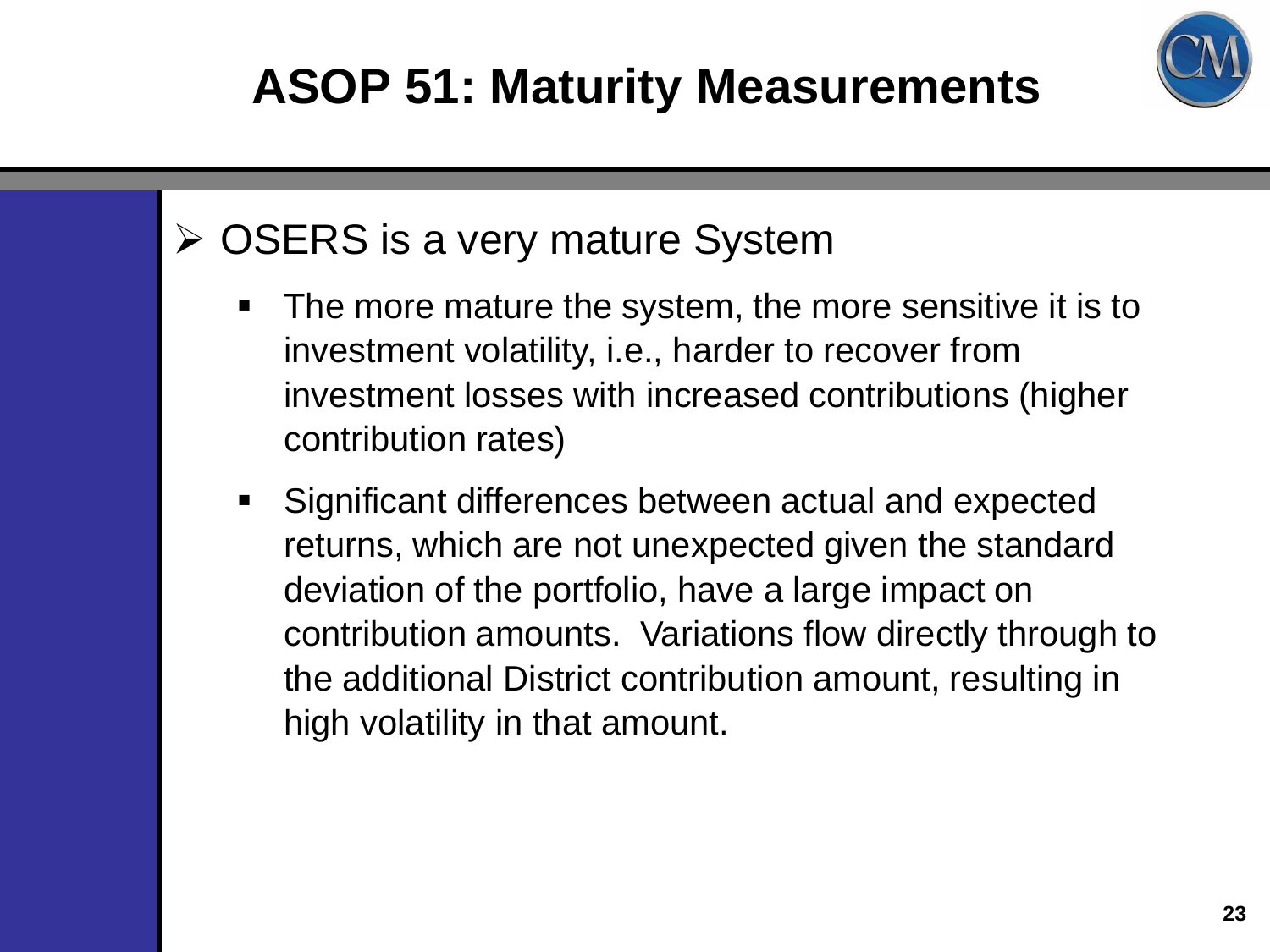# ASOP 51: Maturity Measurements

- OSERS is a very mature System
  - The more mature the system, the more sensitive it is to investment volatility, i.e., harder to recover from investment losses with increased contributions (higher contribution rates)
  - Significant differences between actual and expected returns, which are not unexpected given the standard deviation of the portfolio, have a large impact on contribution amounts. Variations flow directly through to the additional District contribution amount, resulting in high volatility in that amount.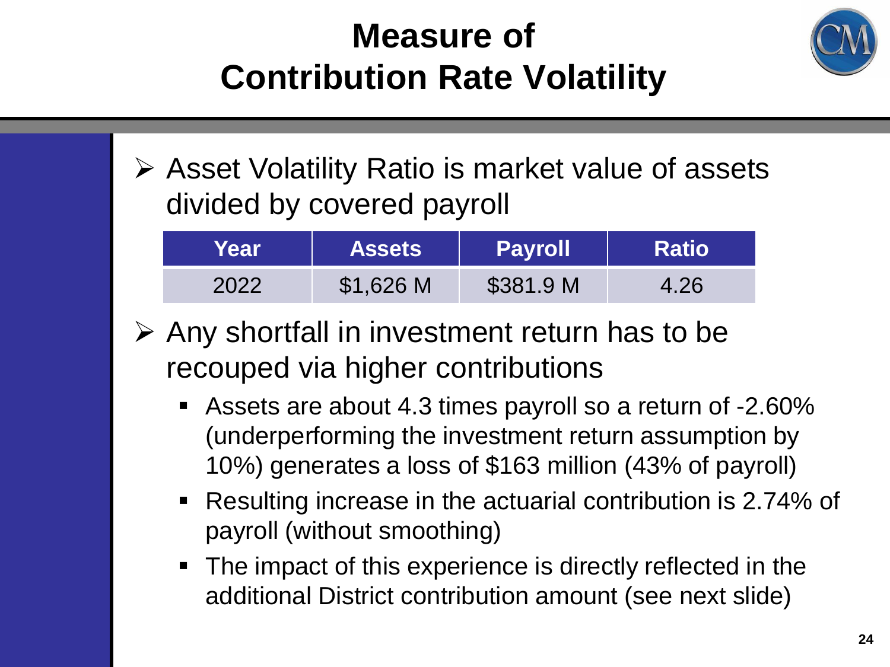# Measure of Contribution Rate Volatility

- Asset Volatility Ratio is market value of assets divided by covered payroll

| Year | Assets | Payroll | Ratio |
|---|---|---|---|
| 2022 | $1,626 M | $381.9 M | 4.26 |

- Any shortfall in investment return has to be recouped via higher contributions
  - Assets are about 4.3 times payroll so a return of -2.60% (underperforming the investment return assumption by 10%) generates a loss of $163 million (43% of payroll)
  - Resulting increase in the actuarial contribution is 2.74% of payroll (without smoothing)
  - The impact of this experience is directly reflected in the additional District contribution amount (see next slide)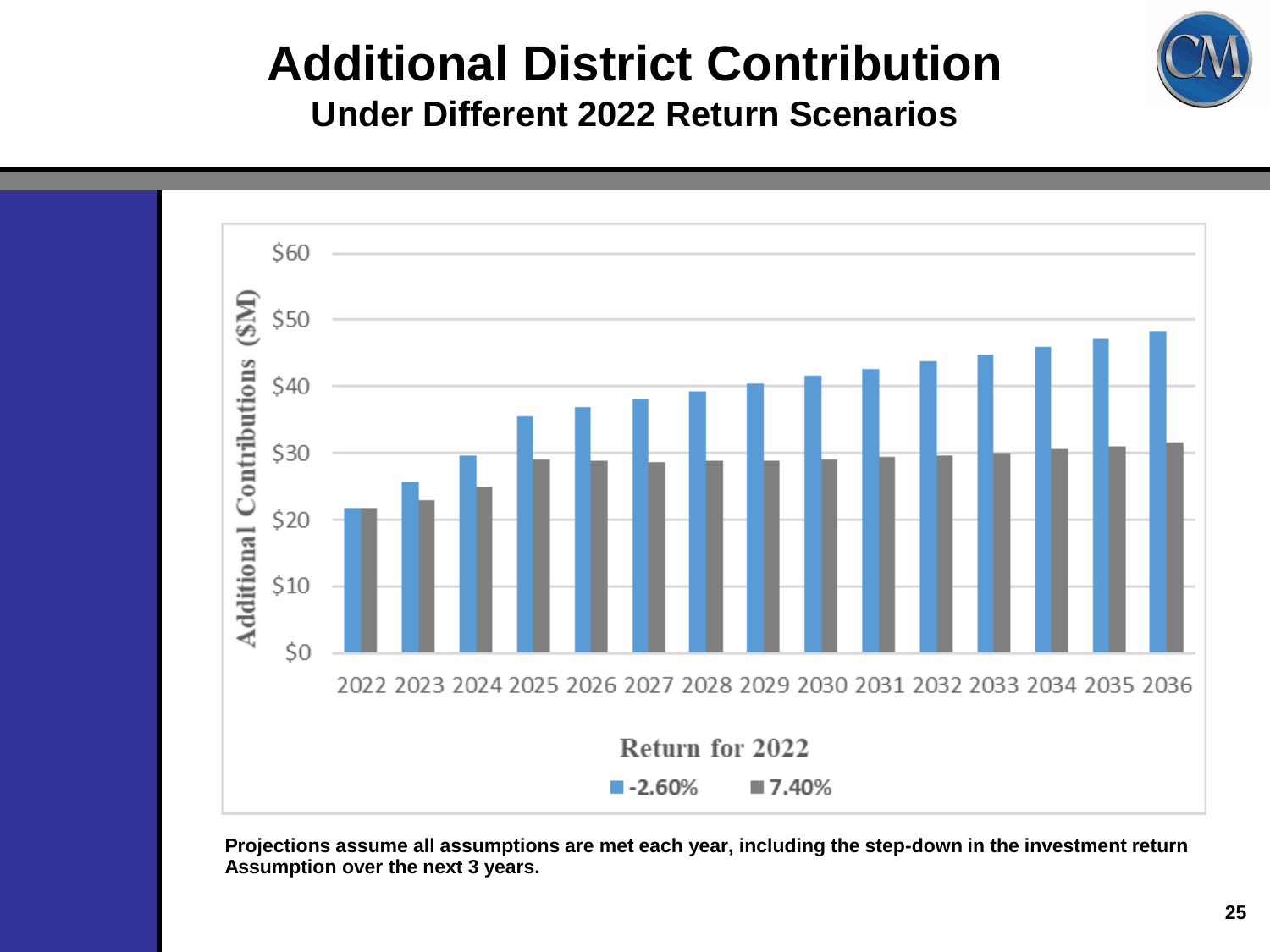# Additional District Contribution

## Under Different 2022 Return Scenarios

Additional Contributions ($M)

$60
$50
$40
$30
$20
$10
$0

2022 2023 2024 2025 2026 2027 2028 2029 2030 2031 2032 2033 2034 2035 2036

**Return for 2022**

-2.60% 7.40%

**Projections assume all assumptions are met each year, including the step-down in the investment return Assumption over the next 3 years.**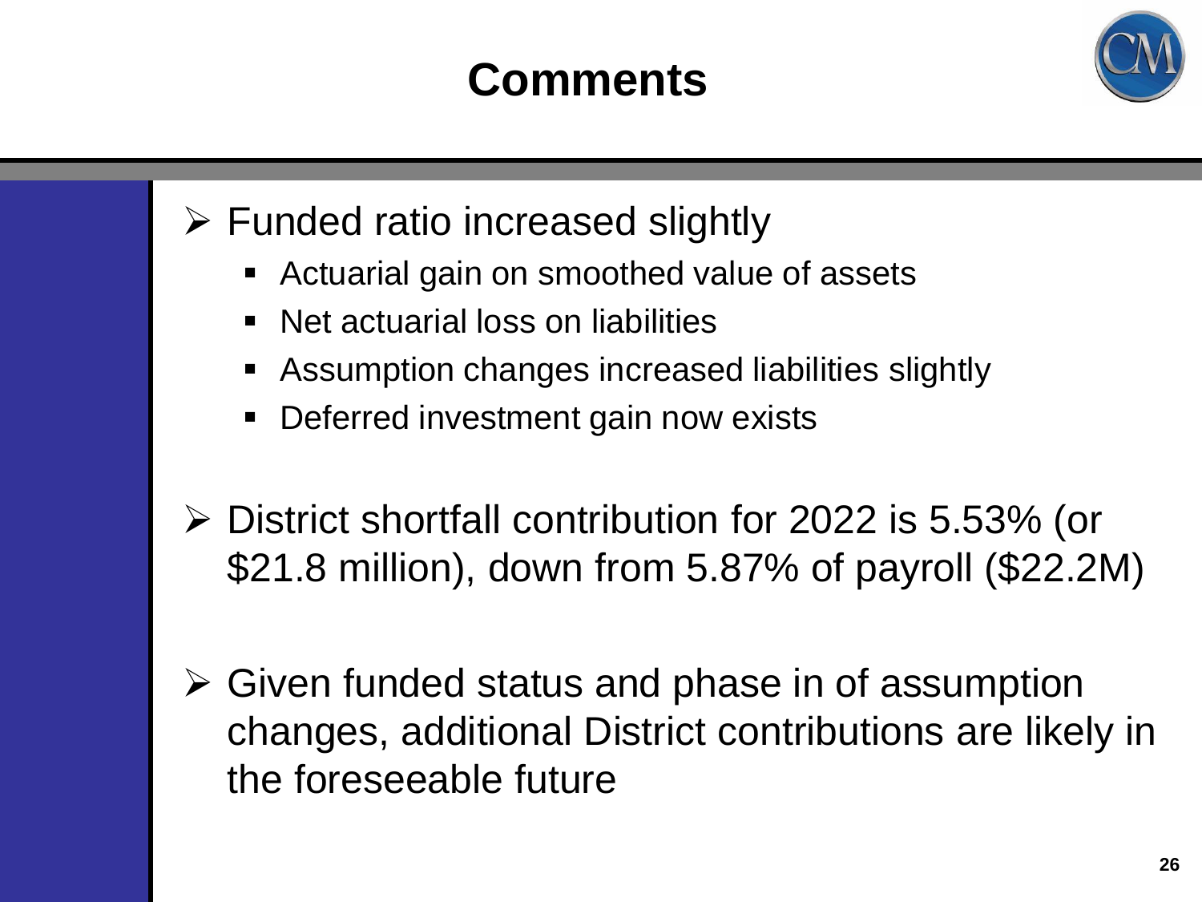# Comments

- Funded ratio increased slightly
  - Actuarial gain on smoothed value of assets
  - Net actuarial loss on liabilities
  - Assumption changes increased liabilities slightly
  - Deferred investment gain now exists

- District shortfall contribution for 2022 is 5.53% (or $21.8 million), down from 5.87% of payroll ($22.2M)

- Given funded status and phase in of assumption changes, additional District contributions are likely in the foreseeable future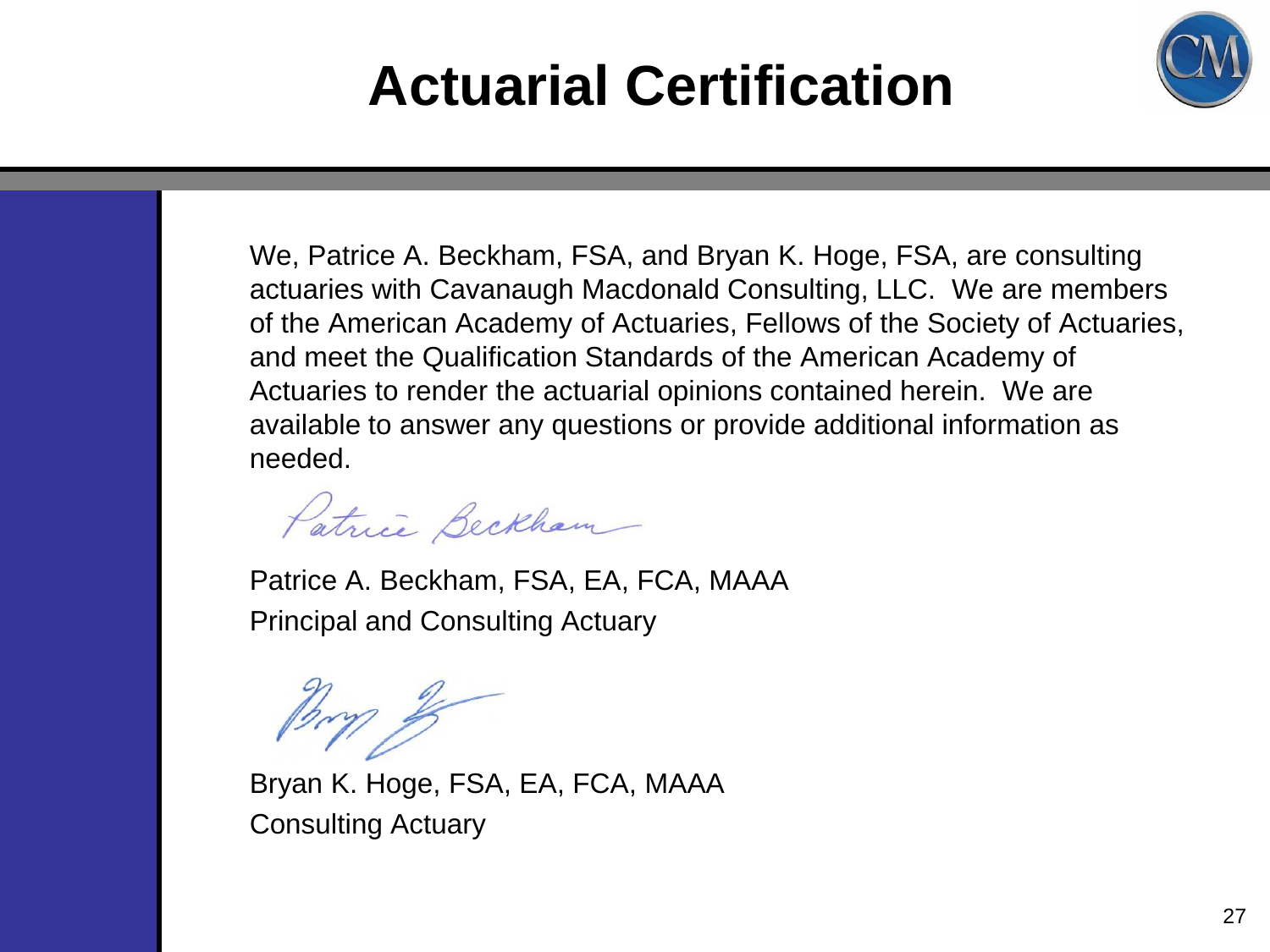# Actuarial Certification

We, Patrice A. Beckham, FSA, and Bryan K. Hoge, FSA, are consulting actuaries with Cavanaugh Macdonald Consulting, LLC. We are members of the American Academy of Actuaries, Fellows of the Society of Actuaries, and meet the Qualification Standards of the American Academy of Actuaries to render the actuarial opinions contained herein. We are available to answer any questions or provide additional information as needed.

Patrice A. Beckham, FSA, EA, FCA, MAAA
Principal and Consulting Actuary

Bryan K. Hoge, FSA, EA, FCA, MAAA
Consulting Actuary